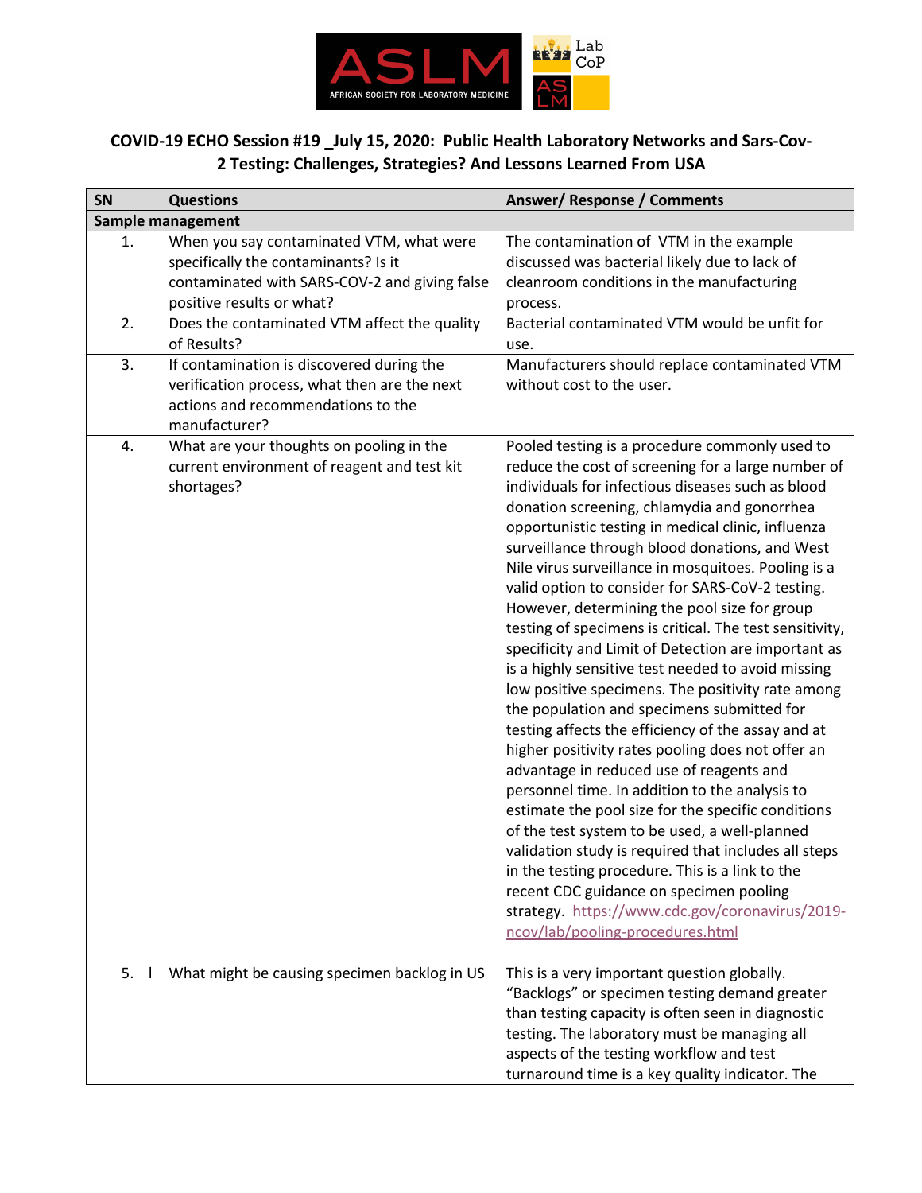## COVID-19 ECHO Session #19 _July 15, 2020: Public Health Laboratory Networks and Sars-Cov-2 Testing: Challenges, Strategies? And Lessons Learned From USA

| SN | Questions | Answer/ Response / Comments |
|---|---|---|
| **Sample management** | | |
| 1. | When you say contaminated VTM, what were specifically the contaminants? Is it contaminated with SARS-COV-2 and giving false positive results or what? | The contamination of VTM in the example discussed was bacterial likely due to lack of cleanroom conditions in the manufacturing process. |
| 2. | Does the contaminated VTM affect the quality of Results? | Bacterial contaminated VTM would be unfit for use. |
| 3. | If contamination is discovered during the verification process, what then are the next actions and recommendations to the manufacturer? | Manufacturers should replace contaminated VTM without cost to the user. |
| 4. | What are your thoughts on pooling in the current environment of reagent and test kit shortages? | Pooled testing is a procedure commonly used to reduce the cost of screening for a large number of individuals for infectious diseases such as blood donation screening, chlamydia and gonorrhea opportunistic testing in medical clinic, influenza surveillance through blood donations, and West Nile virus surveillance in mosquitoes. Pooling is a valid option to consider for SARS-CoV-2 testing. However, determining the pool size for group testing of specimens is critical. The test sensitivity, specificity and Limit of Detection are important as is a highly sensitive test needed to avoid missing low positive specimens. The positivity rate among the population and specimens submitted for testing affects the efficiency of the assay and at higher positivity rates pooling does not offer an advantage in reduced use of reagents and personnel time. In addition to the analysis to estimate the pool size for the specific conditions of the test system to be used, a well-planned validation study is required that includes all steps in the testing procedure. This is a link to the recent CDC guidance on specimen pooling strategy. https://www.cdc.gov/coronavirus/2019-ncov/lab/pooling-procedures.html |
| 5. | What might be causing specimen backlog in US | This is a very important question globally. "Backlogs" or specimen testing demand greater than testing capacity is often seen in diagnostic testing. The laboratory must be managing all aspects of the testing workflow and test turnaround time is a key quality indicator. The |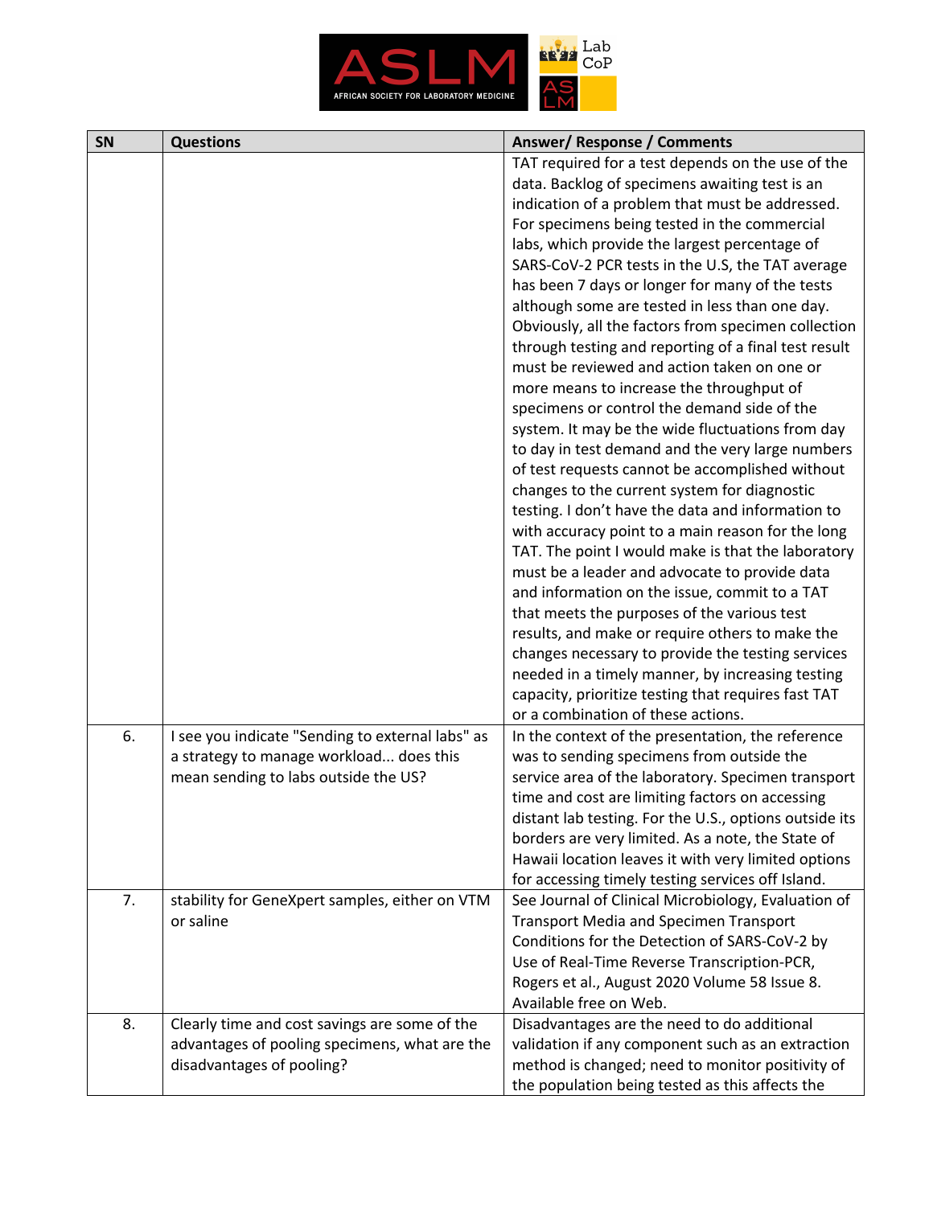| SN | Questions | Answer/ Response / Comments |
|---|---|---|
| | | TAT required for a test depends on the use of the data. Backlog of specimens awaiting test is an indication of a problem that must be addressed. For specimens being tested in the commercial labs, which provide the largest percentage of SARS-CoV-2 PCR tests in the U.S, the TAT average has been 7 days or longer for many of the tests although some are tested in less than one day. Obviously, all the factors from specimen collection through testing and reporting of a final test result must be reviewed and action taken on one or more means to increase the throughput of specimens or control the demand side of the system. It may be the wide fluctuations from day to day in test demand and the very large numbers of test requests cannot be accomplished without changes to the current system for diagnostic testing. I don't have the data and information to with accuracy point to a main reason for the long TAT. The point I would make is that the laboratory must be a leader and advocate to provide data and information on the issue, commit to a TAT that meets the purposes of the various test results, and make or require others to make the changes necessary to provide the testing services needed in a timely manner, by increasing testing capacity, prioritize testing that requires fast TAT or a combination of these actions. |
| 6. | I see you indicate "Sending to external labs" as a strategy to manage workload... does this mean sending to labs outside the US? | In the context of the presentation, the reference was to sending specimens from outside the service area of the laboratory. Specimen transport time and cost are limiting factors on accessing distant lab testing. For the U.S., options outside its borders are very limited. As a note, the State of Hawaii location leaves it with very limited options for accessing timely testing services off Island. |
| 7. | stability for GeneXpert samples, either on VTM or saline | See Journal of Clinical Microbiology, Evaluation of Transport Media and Specimen Transport Conditions for the Detection of SARS-CoV-2 by Use of Real-Time Reverse Transcription-PCR, Rogers et al., August 2020 Volume 58 Issue 8. Available free on Web. |
| 8. | Clearly time and cost savings are some of the advantages of pooling specimens, what are the disadvantages of pooling? | Disadvantages are the need to do additional validation if any component such as an extraction method is changed; need to monitor positivity of the population being tested as this affects the |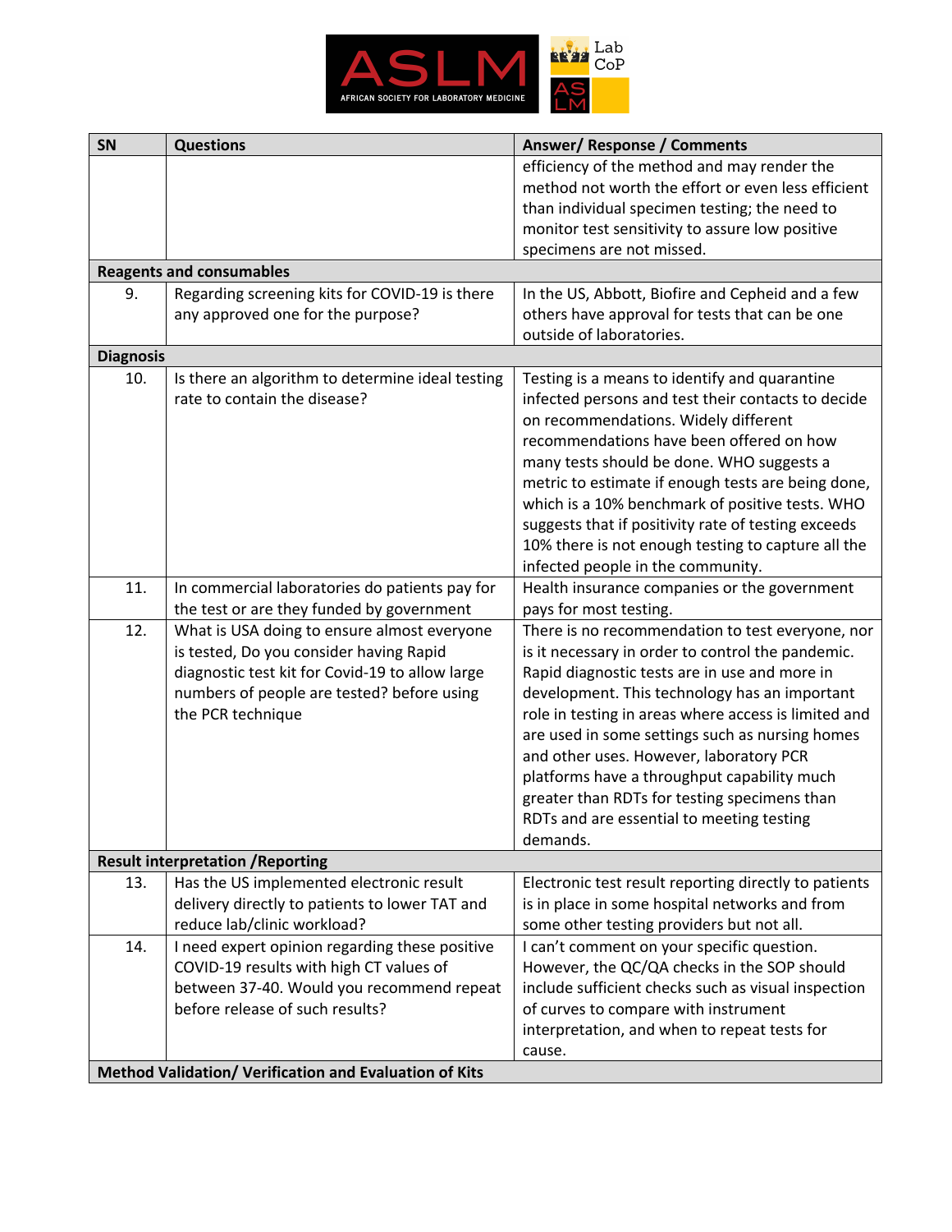| SN | Questions | Answer/ Response / Comments |
|---|---|---|
| | | efficiency of the method and may render the method not worth the effort or even less efficient than individual specimen testing; the need to monitor test sensitivity to assure low positive specimens are not missed. |
| **Reagents and consumables** | | |
| 9. | Regarding screening kits for COVID-19 is there any approved one for the purpose? | In the US, Abbott, Biofire and Cepheid and a few others have approval for tests that can be one outside of laboratories. |
| **Diagnosis** | | |
| 10. | Is there an algorithm to determine ideal testing rate to contain the disease? | Testing is a means to identify and quarantine infected persons and test their contacts to decide on recommendations. Widely different recommendations have been offered on how many tests should be done. WHO suggests a metric to estimate if enough tests are being done, which is a 10% benchmark of positive tests. WHO suggests that if positivity rate of testing exceeds 10% there is not enough testing to capture all the infected people in the community. |
| 11. | In commercial laboratories do patients pay for the test or are they funded by government | Health insurance companies or the government pays for most testing. |
| 12. | What is USA doing to ensure almost everyone is tested, Do you consider having Rapid diagnostic test kit for Covid-19 to allow large numbers of people are tested? before using the PCR technique | There is no recommendation to test everyone, nor is it necessary in order to control the pandemic. Rapid diagnostic tests are in use and more in development. This technology has an important role in testing in areas where access is limited and are used in some settings such as nursing homes and other uses. However, laboratory PCR platforms have a throughput capability much greater than RDTs for testing specimens than RDTs and are essential to meeting testing demands. |
| **Result interpretation /Reporting** | | |
| 13. | Has the US implemented electronic result delivery directly to patients to lower TAT and reduce lab/clinic workload? | Electronic test result reporting directly to patients is in place in some hospital networks and from some other testing providers but not all. |
| 14. | I need expert opinion regarding these positive COVID-19 results with high CT values of between 37-40. Would you recommend repeat before release of such results? | I can't comment on your specific question. However, the QC/QA checks in the SOP should include sufficient checks such as visual inspection of curves to compare with instrument interpretation, and when to repeat tests for cause. |
| **Method Validation/ Verification and Evaluation of Kits** | | |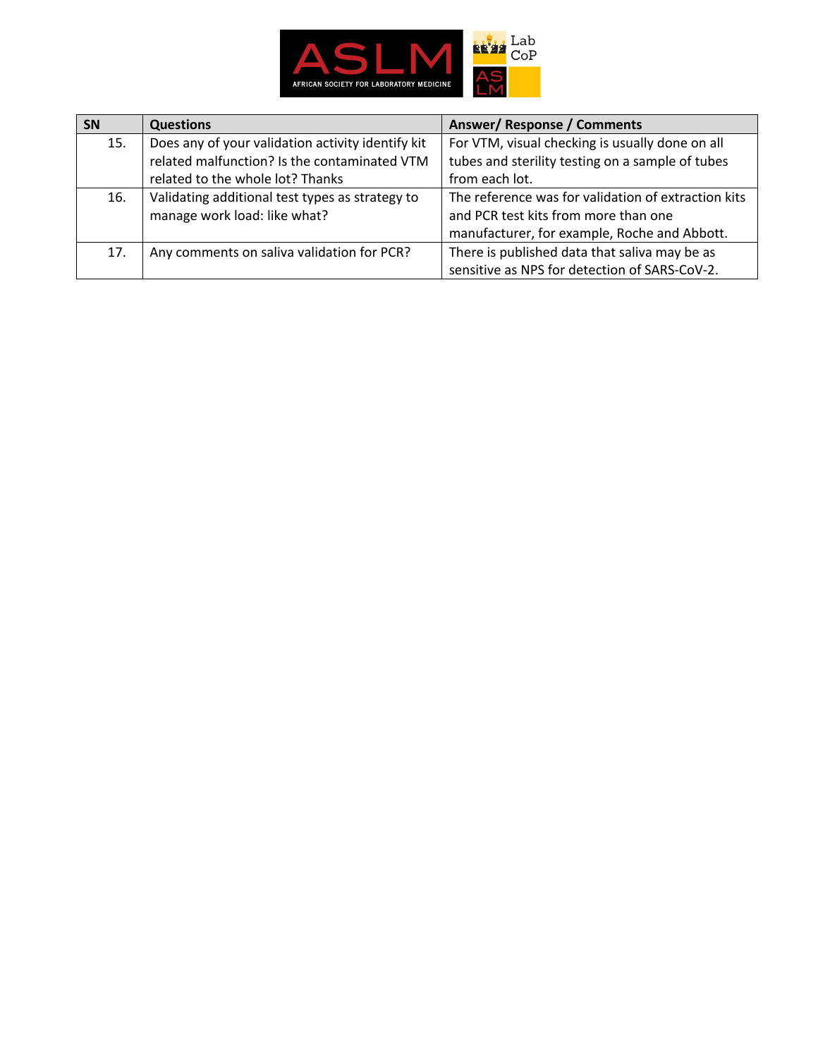| SN | Questions | Answer/ Response / Comments |
|---|---|---|
| 15. | Does any of your validation activity identify kit related malfunction? Is the contaminated VTM related to the whole lot? Thanks | For VTM, visual checking is usually done on all tubes and sterility testing on a sample of tubes from each lot. |
| 16. | Validating additional test types as strategy to manage work load: like what? | The reference was for validation of extraction kits and PCR test kits from more than one manufacturer, for example, Roche and Abbott. |
| 17. | Any comments on saliva validation for PCR? | There is published data that saliva may be as sensitive as NPS for detection of SARS-CoV-2. |